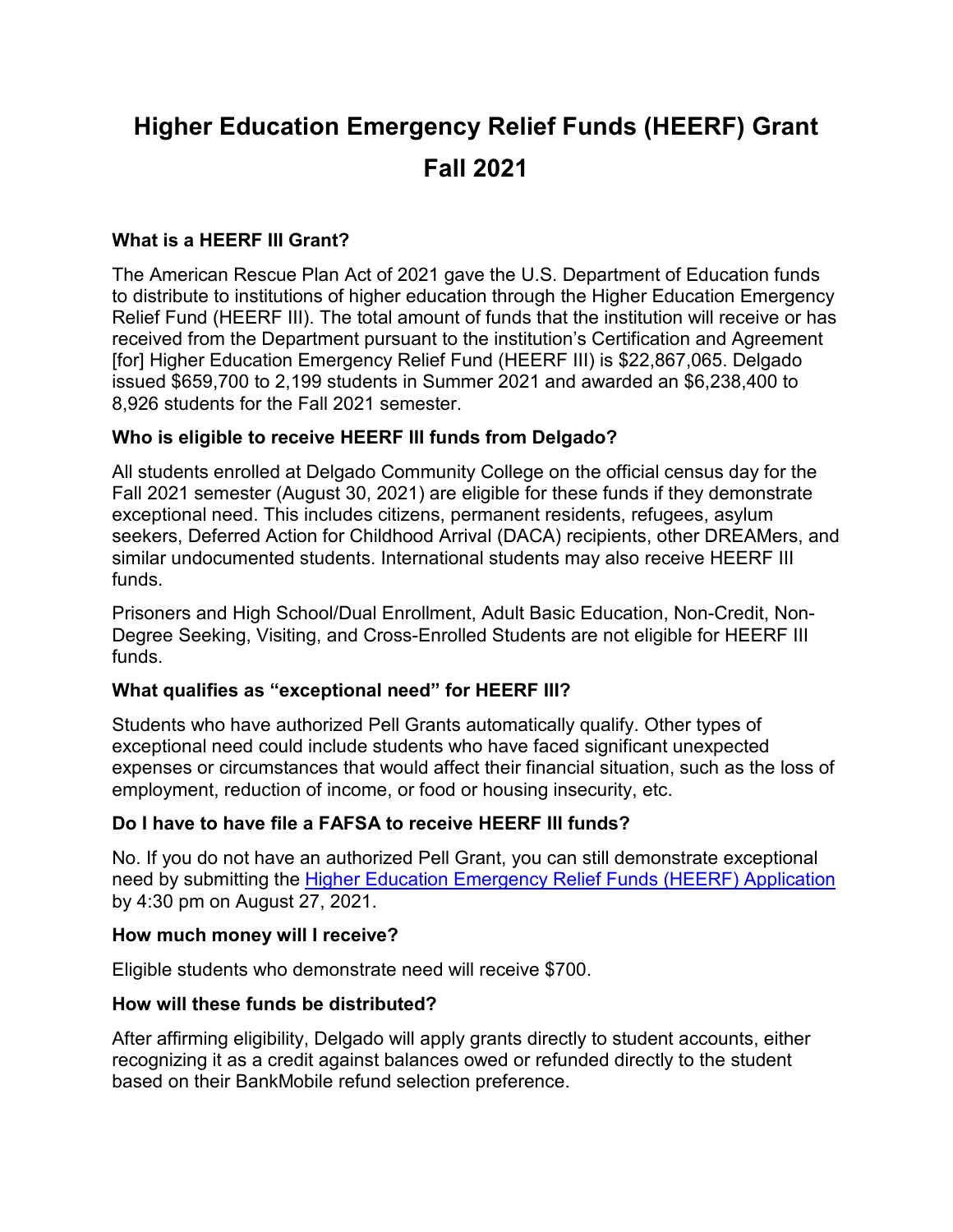# Higher Education Emergency Relief Funds (HEERF) Grant Fall 2021

### What is a HEERF III Grant?

The American Rescue Plan Act of 2021 gave the U.S. Department of Education funds to distribute to institutions of higher education through the Higher Education Emergency Relief Fund (HEERF III). The total amount of funds that the institution will receive or has received from the Department pursuant to the institution's Certification and Agreement [for] Higher Education Emergency Relief Fund (HEERF III) is $22,867,065. Delgado issued $659,700 to 2,199 students in Summer 2021 and awarded an $6,238,400 to 8,926 students for the Fall 2021 semester.

### Who is eligible to receive HEERF III funds from Delgado?

All students enrolled at Delgado Community College on the official census day for the Fall 2021 semester (August 30, 2021) are eligible for these funds if they demonstrate exceptional need. This includes citizens, permanent residents, refugees, asylum seekers, Deferred Action for Childhood Arrival (DACA) recipients, other DREAMers, and similar undocumented students. International students may also receive HEERF III funds.

Prisoners and High School/Dual Enrollment, Adult Basic Education, Non-Credit, Non-Degree Seeking, Visiting, and Cross-Enrolled Students are not eligible for HEERF III funds.

### What qualifies as "exceptional need" for HEERF III?

Students who have authorized Pell Grants automatically qualify. Other types of exceptional need could include students who have faced significant unexpected expenses or circumstances that would affect their financial situation, such as the loss of employment, reduction of income, or food or housing insecurity, etc.

### Do I have to have file a FAFSA to receive HEERF III funds?

No. If you do not have an authorized Pell Grant, you can still demonstrate exceptional need by submitting the [Higher Education Emergency Relief Funds (HEERF) Application]() by 4:30 pm on August 27, 2021.

### How much money will I receive?

Eligible students who demonstrate need will receive $700.

### How will these funds be distributed?

After affirming eligibility, Delgado will apply grants directly to student accounts, either recognizing it as a credit against balances owed or refunded directly to the student based on their BankMobile refund selection preference.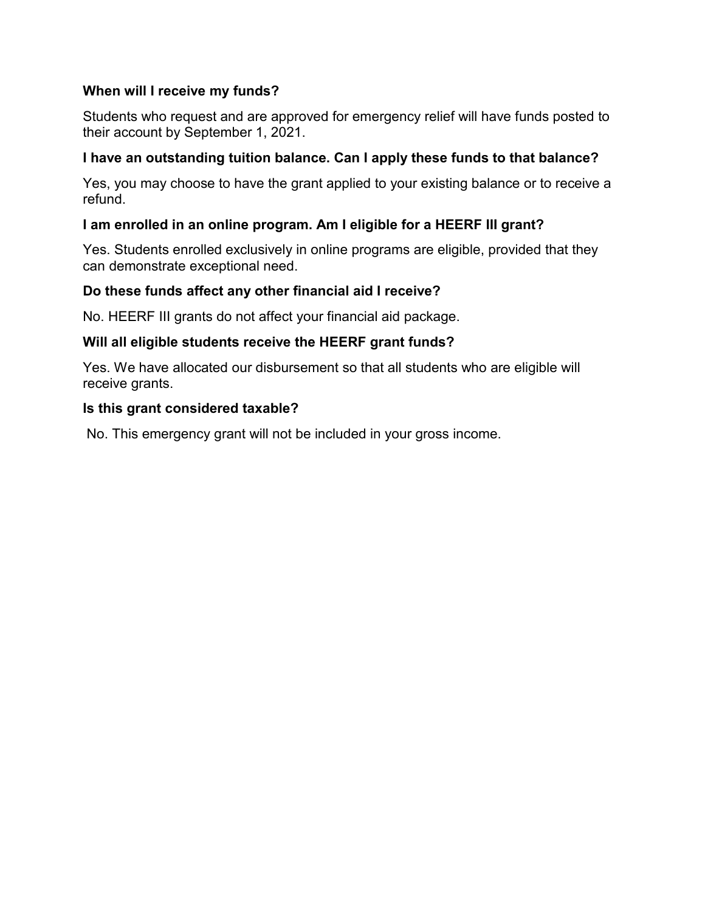**When will I receive my funds?**

Students who request and are approved for emergency relief will have funds posted to their account by September 1, 2021.

**I have an outstanding tuition balance. Can I apply these funds to that balance?**

Yes, you may choose to have the grant applied to your existing balance or to receive a refund.

**I am enrolled in an online program. Am I eligible for a HEERF III grant?**

Yes. Students enrolled exclusively in online programs are eligible, provided that they can demonstrate exceptional need.

**Do these funds affect any other financial aid I receive?**

No. HEERF III grants do not affect your financial aid package.

**Will all eligible students receive the HEERF grant funds?**

Yes. We have allocated our disbursement so that all students who are eligible will receive grants.

**Is this grant considered taxable?**

No. This emergency grant will not be included in your gross income.